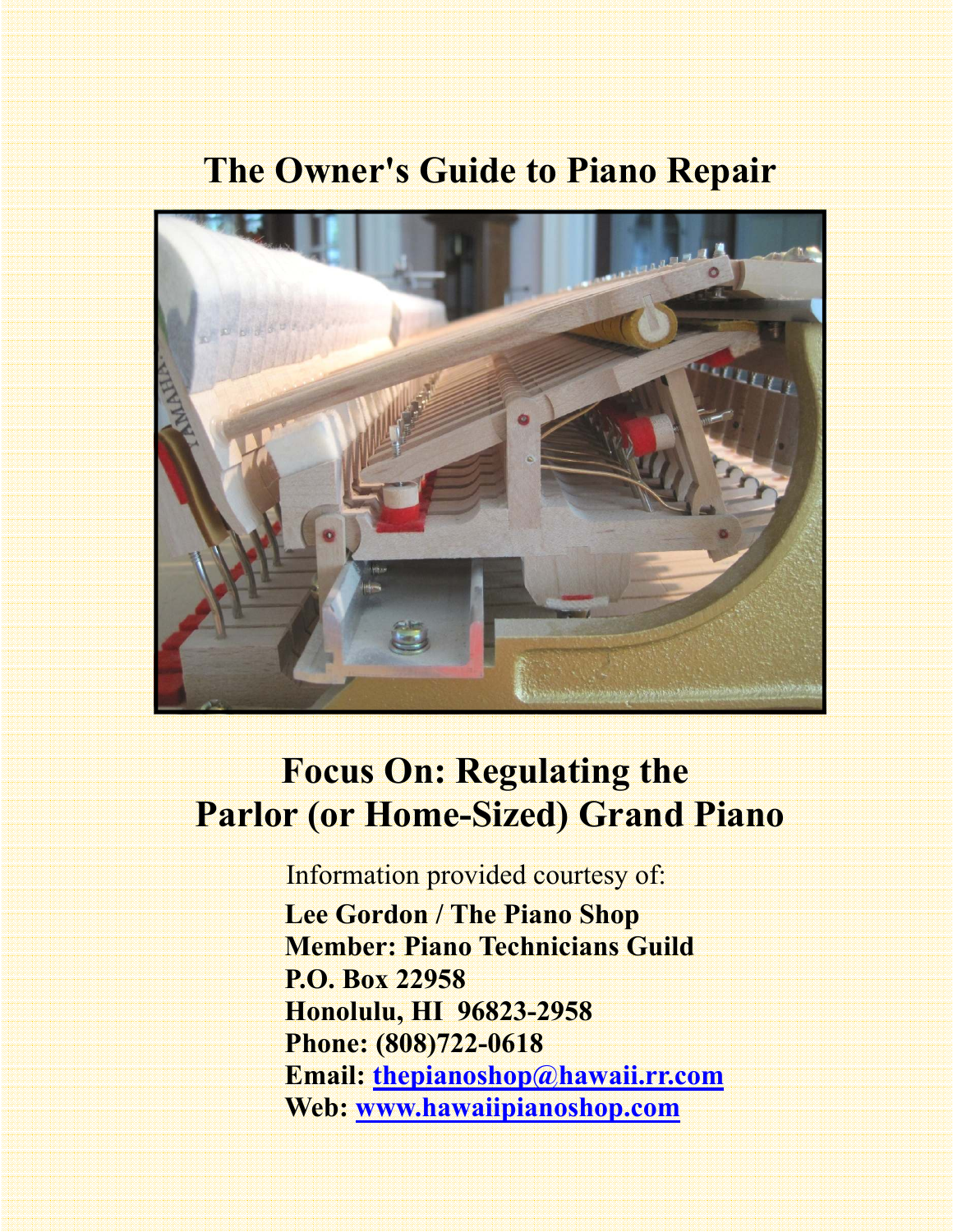# The Owner's Guide to Piano Repair

## Focus On: Regulating the Parlor (or Home-Sized) Grand Piano

Information provided courtesy of:

**Lee Gordon / The Piano Shop**
**Member: Piano Technicians Guild**
**P.O. Box 22958**
**Honolulu, HI 96823-2958**
**Phone: (808)722-0618**
**Email: thepianoshop@hawaii.rr.com**
**Web: www.hawaiipianoshop.com**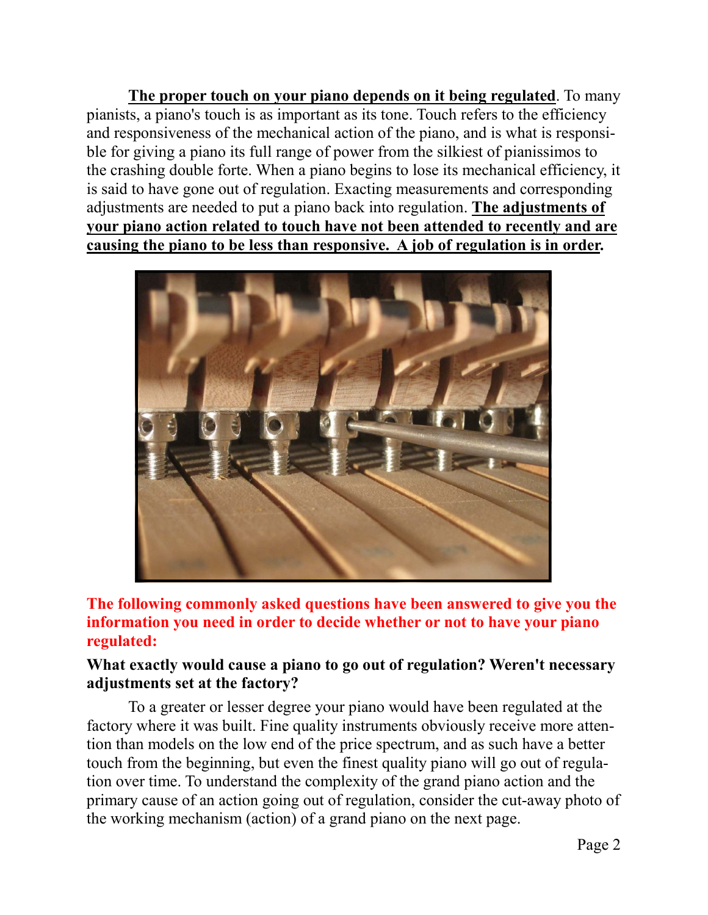**The proper touch on your piano depends on it being regulated**. To many pianists, a piano's touch is as important as its tone. Touch refers to the efficiency and responsiveness of the mechanical action of the piano, and is what is responsible for giving a piano its full range of power from the silkiest of pianissimos to the crashing double forte. When a piano begins to lose its mechanical efficiency, it is said to have gone out of regulation. Exacting measurements and corresponding adjustments are needed to put a piano back into regulation. **The adjustments of your piano action related to touch have not been attended to recently and are causing the piano to be less than responsive. A job of regulation is in order.**

**The following commonly asked questions have been answered to give you the information you need in order to decide whether or not to have your piano regulated:**

**What exactly would cause a piano to go out of regulation? Weren't necessary adjustments set at the factory?**

To a greater or lesser degree your piano would have been regulated at the factory where it was built. Fine quality instruments obviously receive more attention than models on the low end of the price spectrum, and as such have a better touch from the beginning, but even the finest quality piano will go out of regulation over time. To understand the complexity of the grand piano action and the primary cause of an action going out of regulation, consider the cut-away photo of the working mechanism (action) of a grand piano on the next page.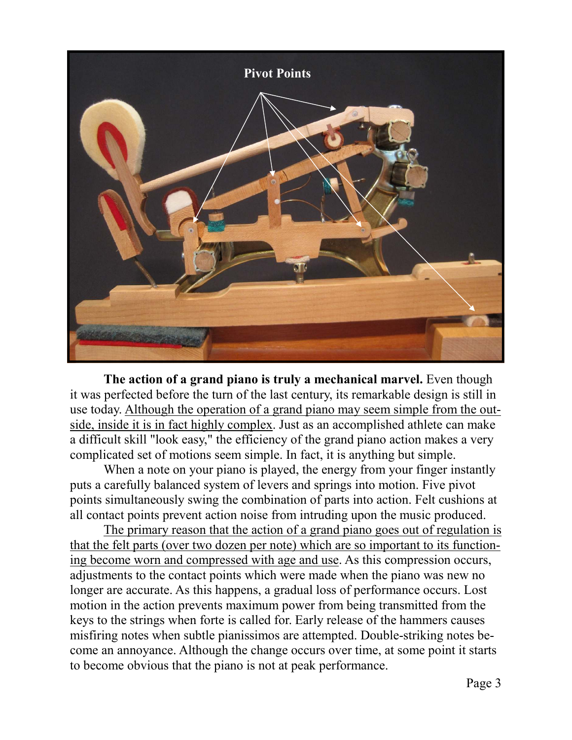**The action of a grand piano is truly a mechanical marvel.** Even though it was perfected before the turn of the last century, its remarkable design is still in use today. Although the operation of a grand piano may seem simple from the outside, inside it is in fact highly complex. Just as an accomplished athlete can make a difficult skill "look easy," the efficiency of the grand piano action makes a very complicated set of motions seem simple. In fact, it is anything but simple.

When a note on your piano is played, the energy from your finger instantly puts a carefully balanced system of levers and springs into motion. Five pivot points simultaneously swing the combination of parts into action. Felt cushions at all contact points prevent action noise from intruding upon the music produced.

The primary reason that the action of a grand piano goes out of regulation is that the felt parts (over two dozen per note) which are so important to its functioning become worn and compressed with age and use. As this compression occurs, adjustments to the contact points which were made when the piano was new no longer are accurate. As this happens, a gradual loss of performance occurs. Lost motion in the action prevents maximum power from being transmitted from the keys to the strings when forte is called for. Early release of the hammers causes misfiring notes when subtle pianissimos are attempted. Double-striking notes become an annoyance. Although the change occurs over time, at some point it starts to become obvious that the piano is not at peak performance.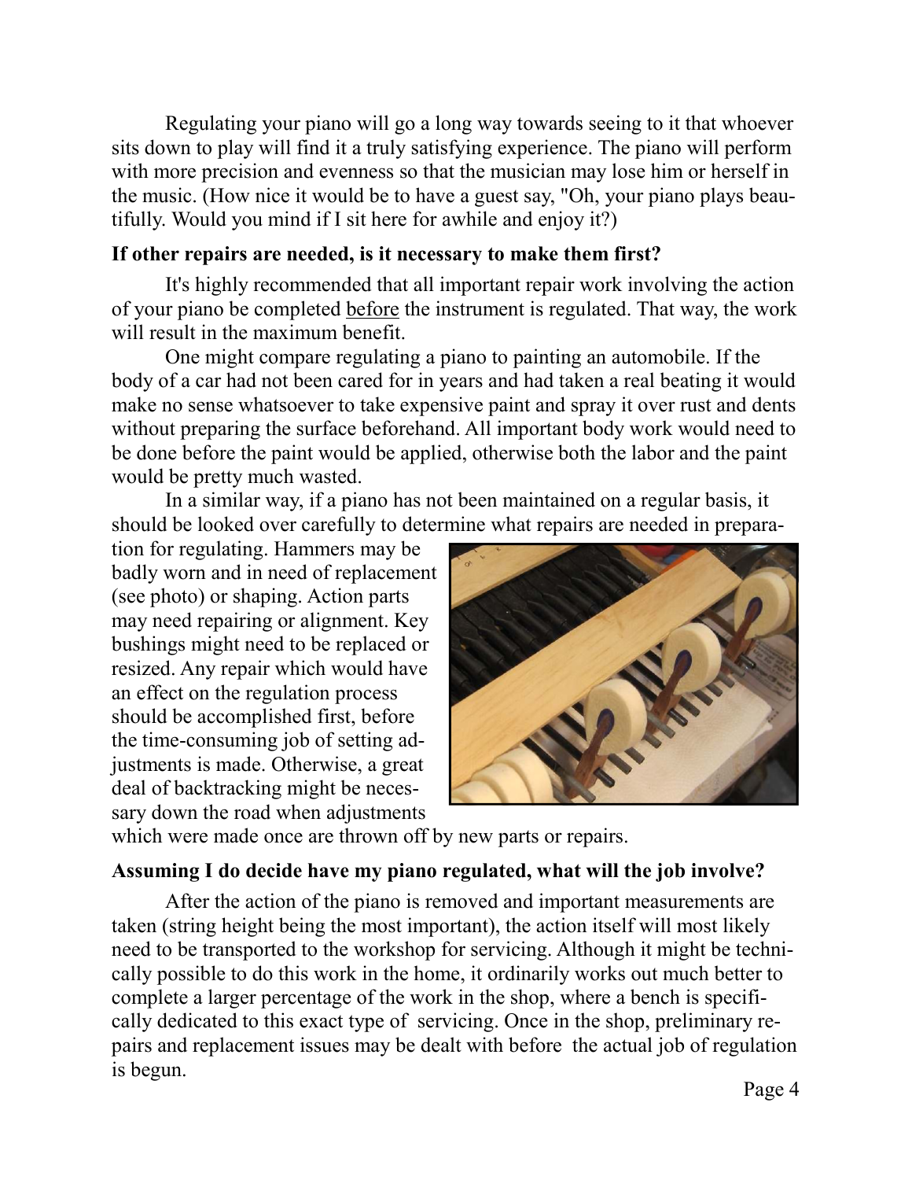Regulating your piano will go a long way towards seeing to it that whoever sits down to play will find it a truly satisfying experience. The piano will perform with more precision and evenness so that the musician may lose him or herself in the music. (How nice it would be to have a guest say, "Oh, your piano plays beautifully. Would you mind if I sit here for awhile and enjoy it?)

**If other repairs are needed, is it necessary to make them first?**

It's highly recommended that all important repair work involving the action of your piano be completed before the instrument is regulated. That way, the work will result in the maximum benefit.

One might compare regulating a piano to painting an automobile. If the body of a car had not been cared for in years and had taken a real beating it would make no sense whatsoever to take expensive paint and spray it over rust and dents without preparing the surface beforehand. All important body work would need to be done before the paint would be applied, otherwise both the labor and the paint would be pretty much wasted.

In a similar way, if a piano has not been maintained on a regular basis, it should be looked over carefully to determine what repairs are needed in preparation for regulating. Hammers may be badly worn and in need of replacement (see photo) or shaping. Action parts may need repairing or alignment. Key bushings might need to be replaced or resized. Any repair which would have an effect on the regulation process should be accomplished first, before the time-consuming job of setting adjustments is made. Otherwise, a great deal of backtracking might be necessary down the road when adjustments which were made once are thrown off by new parts or repairs.

**Assuming I do decide have my piano regulated, what will the job involve?**

After the action of the piano is removed and important measurements are taken (string height being the most important), the action itself will most likely need to be transported to the workshop for servicing. Although it might be technically possible to do this work in the home, it ordinarily works out much better to complete a larger percentage of the work in the shop, where a bench is specifically dedicated to this exact type of servicing. Once in the shop, preliminary repairs and replacement issues may be dealt with before the actual job of regulation is begun.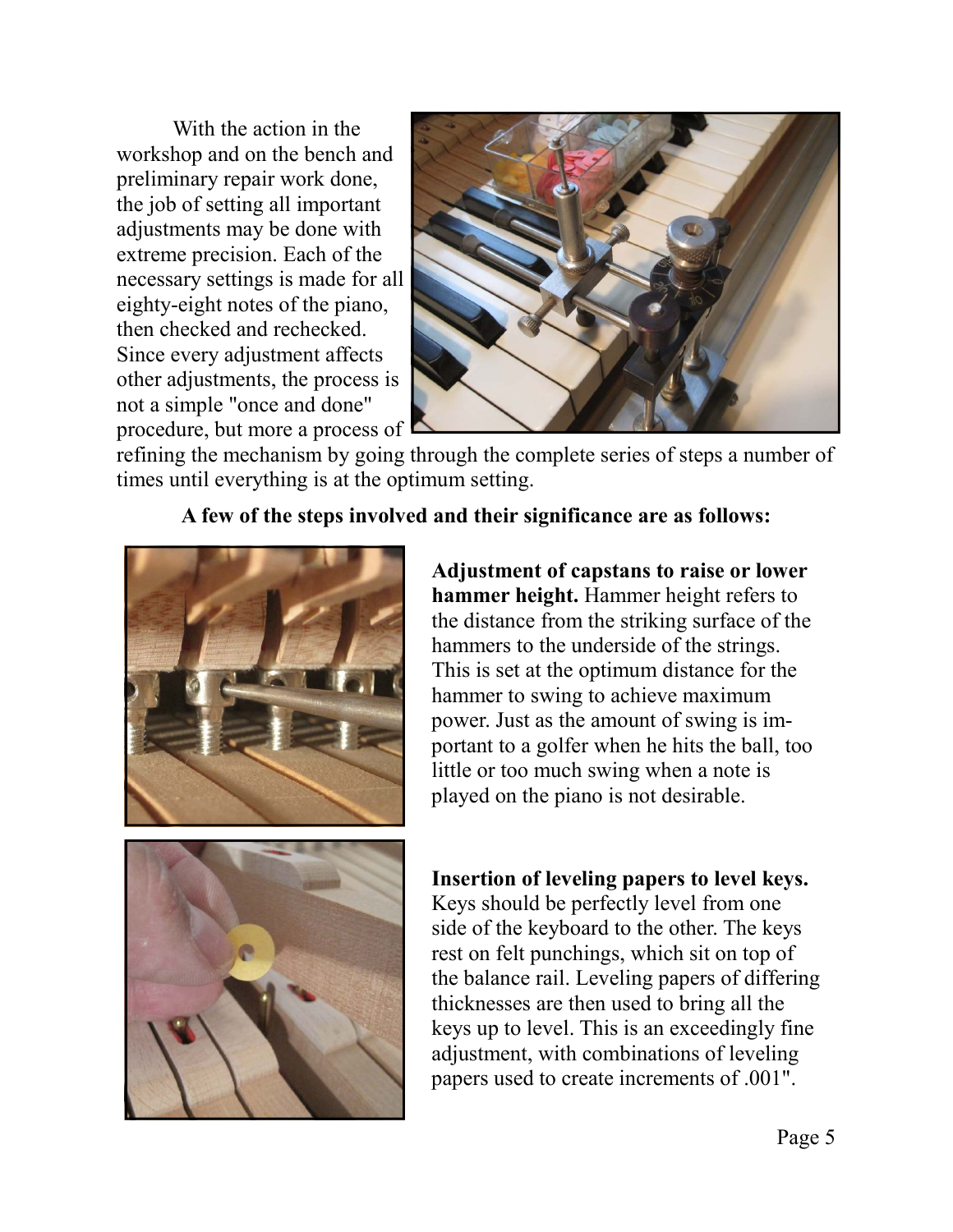With the action in the workshop and on the bench and preliminary repair work done, the job of setting all important adjustments may be done with extreme precision. Each of the necessary settings is made for all eighty-eight notes of the piano, then checked and rechecked. Since every adjustment affects other adjustments, the process is not a simple "once and done" procedure, but more a process of refining the mechanism by going through the complete series of steps a number of times until everything is at the optimum setting.

**A few of the steps involved and their significance are as follows:**

**Adjustment of capstans to raise or lower hammer height.** Hammer height refers to the distance from the striking surface of the hammers to the underside of the strings. This is set at the optimum distance for the hammer to swing to achieve maximum power. Just as the amount of swing is important to a golfer when he hits the ball, too little or too much swing when a note is played on the piano is not desirable.

**Insertion of leveling papers to level keys.** Keys should be perfectly level from one side of the keyboard to the other. The keys rest on felt punchings, which sit on top of the balance rail. Leveling papers of differing thicknesses are then used to bring all the keys up to level. This is an exceedingly fine adjustment, with combinations of leveling papers used to create increments of .001".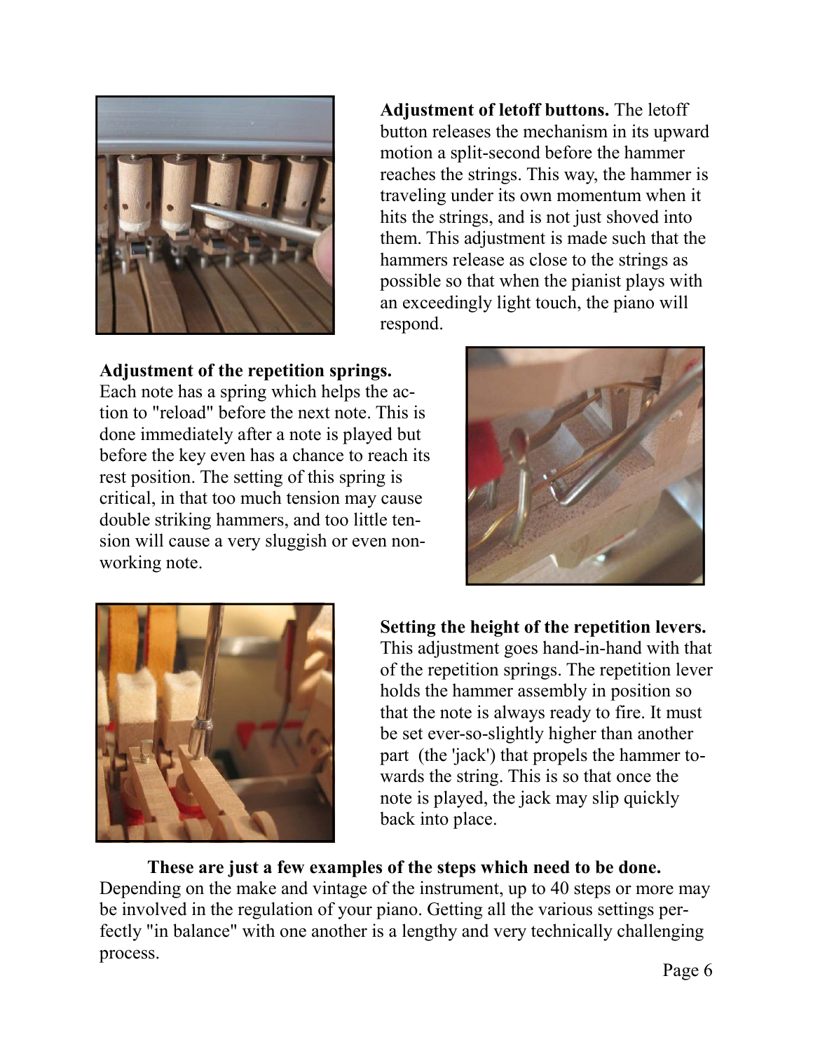**Adjustment of letoff buttons.** The letoff button releases the mechanism in its upward motion a split-second before the hammer reaches the strings. This way, the hammer is traveling under its own momentum when it hits the strings, and is not just shoved into them. This adjustment is made such that the hammers release as close to the strings as possible so that when the pianist plays with an exceedingly light touch, the piano will respond.

**Adjustment of the repetition springs.** Each note has a spring which helps the action to "reload" before the next note. This is done immediately after a note is played but before the key even has a chance to reach its rest position. The setting of this spring is critical, in that too much tension may cause double striking hammers, and too little tension will cause a very sluggish or even non-working note.

**Setting the height of the repetition levers.** This adjustment goes hand-in-hand with that of the repetition springs. The repetition lever holds the hammer assembly in position so that the note is always ready to fire. It must be set ever-so-slightly higher than another part (the 'jack') that propels the hammer towards the string. This is so that once the note is played, the jack may slip quickly back into place.

**These are just a few examples of the steps which need to be done.** Depending on the make and vintage of the instrument, up to 40 steps or more may be involved in the regulation of your piano. Getting all the various settings perfectly "in balance" with one another is a lengthy and very technically challenging process.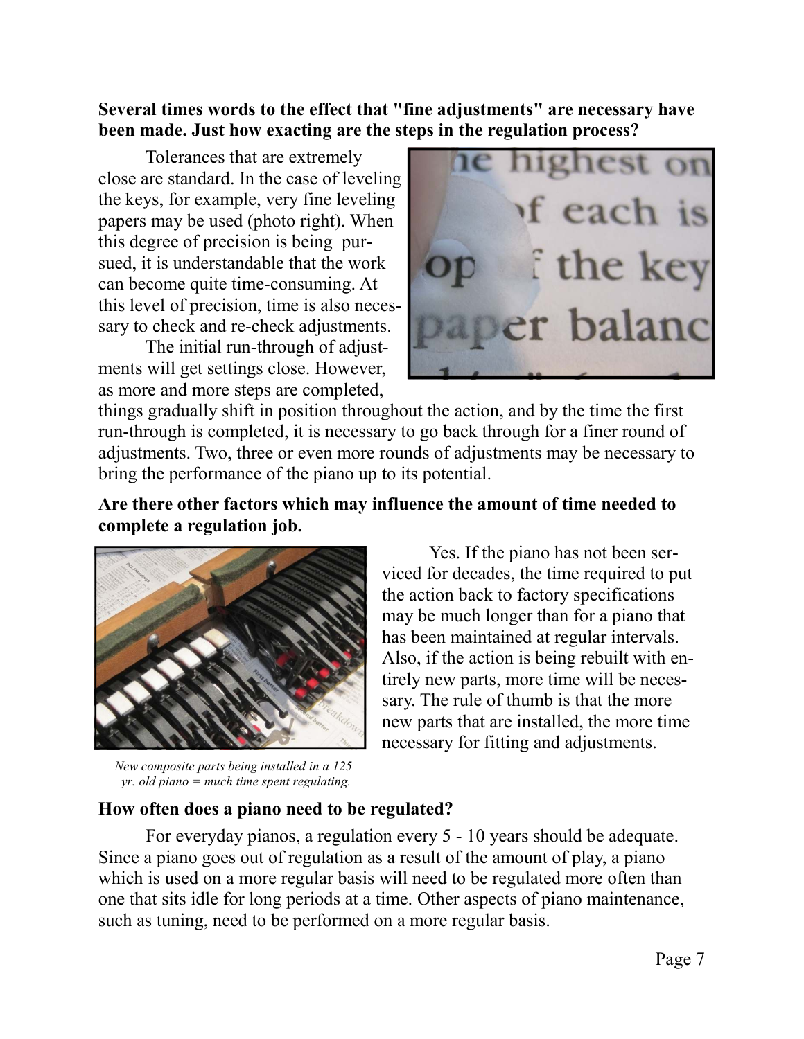**Several times words to the effect that "fine adjustments" are necessary have been made. Just how exacting are the steps in the regulation process?**

Tolerances that are extremely close are standard. In the case of leveling the keys, for example, very fine leveling papers may be used (photo right). When this degree of precision is being pursued, it is understandable that the work can become quite time-consuming. At this level of precision, time is also necessary to check and re-check adjustments.

The initial run-through of adjustments will get settings close. However, as more and more steps are completed, things gradually shift in position throughout the action, and by the time the first run-through is completed, it is necessary to go back through for a finer round of adjustments. Two, three or even more rounds of adjustments may be necessary to bring the performance of the piano up to its potential.

**Are there other factors which may influence the amount of time needed to complete a regulation job.**

Yes. If the piano has not been serviced for decades, the time required to put the action back to factory specifications may be much longer than for a piano that has been maintained at regular intervals. Also, if the action is being rebuilt with entirely new parts, more time will be necessary. The rule of thumb is that the more new parts that are installed, the more time necessary for fitting and adjustments.

*New composite parts being installed in a 125 yr. old piano = much time spent regulating.*

**How often does a piano need to be regulated?**

For everyday pianos, a regulation every 5 - 10 years should be adequate. Since a piano goes out of regulation as a result of the amount of play, a piano which is used on a more regular basis will need to be regulated more often than one that sits idle for long periods at a time. Other aspects of piano maintenance, such as tuning, need to be performed on a more regular basis.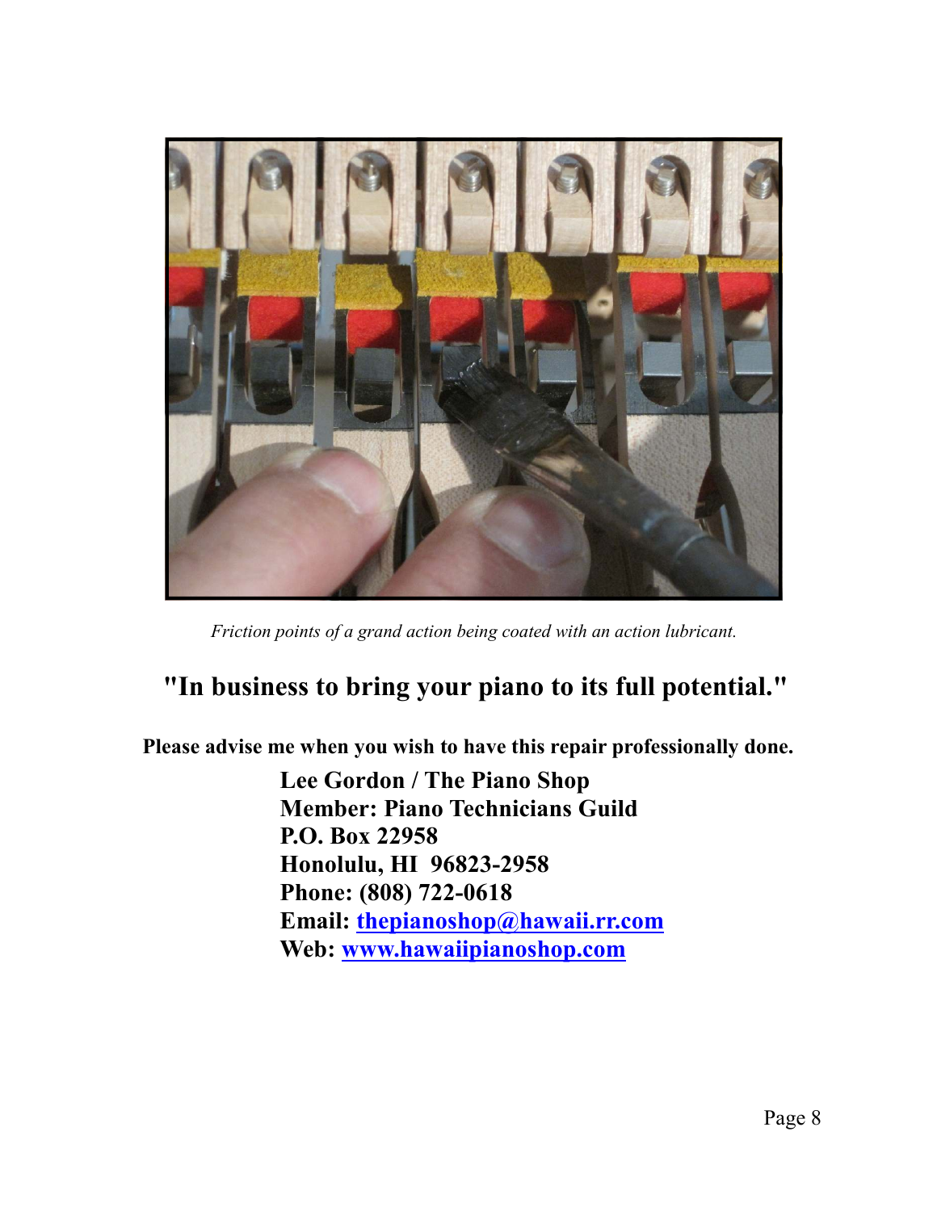*Friction points of a grand action being coated with an action lubricant.*

## "In business to bring your piano to its full potential."

**Please advise me when you wish to have this repair professionally done.**

**Lee Gordon / The Piano Shop**
**Member: Piano Technicians Guild**
**P.O. Box 22958**
**Honolulu, HI 96823-2958**
**Phone: (808) 722-0618**
**Email: thepianoshop@hawaii.rr.com**
**Web: www.hawaiipianoshop.com**